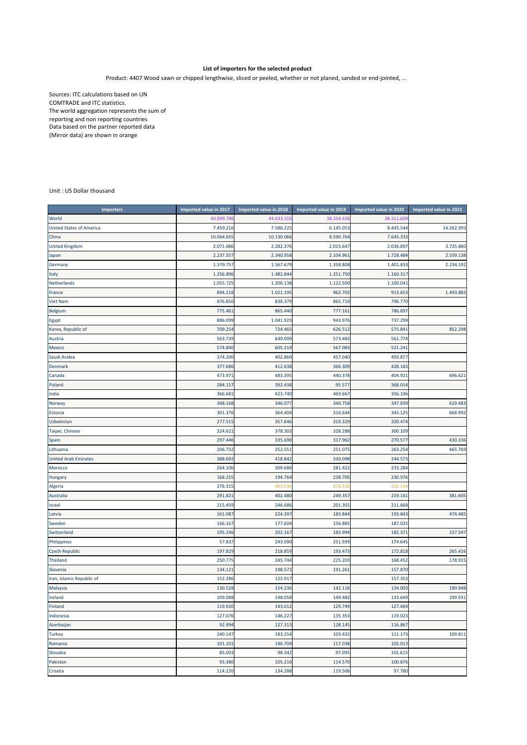**List of importers for the selected product**

Product: 4407 Wood sawn or chipped lengthwise, sliced or peeled, whether or not planed, sanded or end-jointed, ...

Sources: ITC calculations based on UN COMTRADE and ITC statistics.
The world aggregation represents the sum of reporting and non reporting countries
Data based on the partner reported data (Mirror data) are shown in orange

Unit : US Dollar thousand

| Importers | Imported value in 2017 | Imported value in 2018 | Imported value in 2019 | Imported value in 2020 | Imported value in 2021 |
|---|---|---|---|---|---|
| World | 40.899.786 | 44.033.150 | 38.254.436 | 38.311.609 | |
| United States of America | 7.459.216 | 7.586.225 | 6.145.053 | 8.445.544 | 14.262.993 |
| China | 10.064.655 | 10.130.066 | 8.590.764 | 7.645.333 | |
| United Kingdom | 2.071.686 | 2.282.376 | 2.015.647 | 2.036.897 | 3.725.860 |
| Japan | 2.237.557 | 2.340.958 | 2.104.961 | 1.728.484 | 2.559.138 |
| Germany | 1.379.757 | 1.567.679 | 1.358.808 | 1.401.833 | 2.234.192 |
| Italy | 1.256.896 | 1.482.844 | 1.251.750 | 1.160.317 | |
| Netherlands | 1.055.725 | 1.206.138 | 1.122.500 | 1.100.041 | |
| France | 894.218 | 1.021.195 | 962.702 | 913.653 | 1.493.883 |
| Viet Nam | 876.850 | 838.379 | 865.719 | 796.770 | |
| Belgium | 775.461 | 865.440 | 777.161 | 786.697 | |
| Egypt | 886.099 | 1.041.923 | 943.976 | 737.299 | |
| Korea, Republic of | 709.254 | 724.465 | 626.512 | 575.841 | 852.298 |
| Austria | 563.739 | 649.009 | 573.483 | 561.774 | |
| Mexico | 574.840 | 605.219 | 567.083 | 521.241 | |
| Saudi Arabia | 374.200 | 402.860 | 457.040 | 493.877 | |
| Denmark | 377.686 | 412.638 | 366.309 | 428.183 | |
| Canada | 473.971 | 483.395 | 440.378 | 404.921 | 696.621 |
| Poland | 284.157 | 392.438 | 95.577 | 368.014 | |
| India | 366.681 | 423.740 | 469.667 | 356.196 | |
| Norway | 348.168 | 346.077 | 340.758 | 347.839 | 619.483 |
| Estonia | 301.376 | 364.404 | 316.644 | 343.125 | 668.992 |
| Uzbekistan | 277.515 | 357.646 | 319.329 | 320.474 | |
| Taipei, Chinese | 324.621 | 378.303 | 328.288 | 300.109 | |
| Spain | 297.446 | 335.690 | 317.962 | 270.577 | 430.336 |
| Lithuania | 206.732 | 252.551 | 251.075 | 263.254 | 465.769 |
| United Arab Emirates | 388.692 | 418.842 | 330.098 | 244.573 | |
| Morocco | 264.106 | 309.686 | 281.422 | 233.284 | |
| Hungary | 168.255 | 194.764 | 238.705 | 230.976 | |
| Algeria | 276.315 | 401.034 | 276.532 | 225.104 | |
| Australia | 291.821 | 402.480 | 249.357 | 219.141 | 381.605 |
| Israel | 215.459 | 246.686 | 201.301 | 211.668 | |
| Latvia | 161.087 | 224.397 | 183.844 | 193.843 | 474.485 |
| Sweden | 166.167 | 177.604 | 156.885 | 187.025 | |
| Switzerland | 195.246 | 202.167 | 183.994 | 182.371 | 237.547 |
| Philippines | 57.837 | 243.090 | 251.939 | 174.645 | |
| Czech Republic | 197.829 | 218.859 | 193.473 | 172.818 | 265.416 |
| Thailand | 250.775 | 245.744 | 225.203 | 168.452 | 178.915 |
| Slovenia | 134.121 | 198.572 | 191.261 | 157.870 | |
| Iran, Islamic Republic of | 152.286 | 125.917 | | 157.353 | |
| Malaysia | 130.528 | 154.236 | 142.116 | 134.003 | 190.948 |
| Ireland | 109.088 | 148.058 | 149.482 | 133.649 | 199.931 |
| Finland | 119.920 | 143.012 | 129.749 | 127.469 | |
| Indonesia | 127.076 | 146.227 | 135.353 | 119.023 | |
| Azerbaijan | 92.994 | 127.313 | 128.145 | 116.867 | |
| Turkey | 240.147 | 183.254 | 103.432 | 111.173 | 109.811 |
| Romania | 101.101 | 146.709 | 117.038 | 102.013 | |
| Slovakia | 85.003 | 98.342 | 97.095 | 101.615 | |
| Pakistan | 93.380 | 105.210 | 114.570 | 100.876 | |
| Croatia | 114.220 | 134.288 | 119.506 | 97.780 | |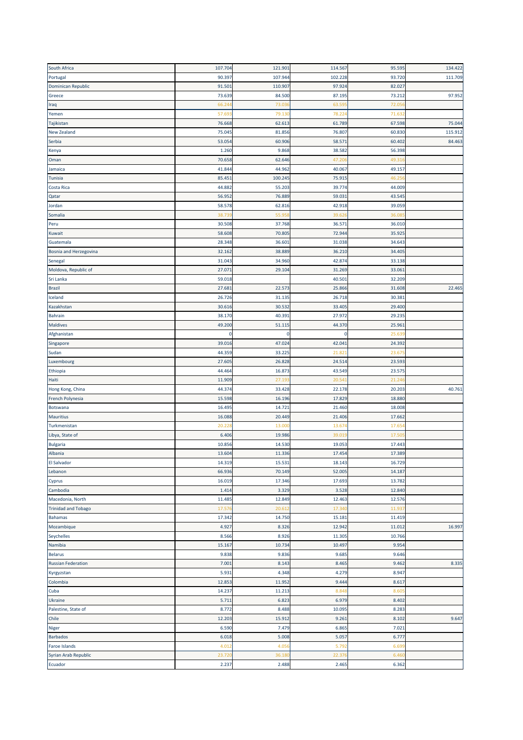| | | | | | |
|---|---|---|---|---|---|
| South Africa | 107.704 | 121.901 | 114.567 | 95.595 | 134.422 |
| Portugal | 90.397 | 107.944 | 102.228 | 93.720 | 111.709 |
| Dominican Republic | 91.501 | 110.907 | 97.924 | 82.027 | |
| Greece | 73.639 | 84.500 | 87.195 | 73.212 | 97.952 |
| Iraq | 66.244 | 73.036 | 63.595 | 72.056 | |
| Yemen | 57.693 | 79.130 | 78.224 | 71.632 | |
| Tajikistan | 76.668 | 62.613 | 61.789 | 67.598 | 75.044 |
| New Zealand | 75.045 | 81.856 | 76.807 | 60.830 | 115.912 |
| Serbia | 53.054 | 60.906 | 58.571 | 60.402 | 84.463 |
| Kenya | 1.260 | 9.868 | 38.582 | 56.398 | |
| Oman | 70.658 | 62.646 | 47.206 | 49.316 | |
| Jamaica | 41.844 | 44.962 | 40.067 | 49.157 | |
| Tunisia | 85.451 | 100.245 | 75.915 | 46.256 | |
| Costa Rica | 44.882 | 55.203 | 39.774 | 44.009 | |
| Qatar | 56.952 | 76.889 | 59.031 | 43.545 | |
| Jordan | 58.578 | 62.816 | 42.918 | 39.059 | |
| Somalia | 38.739 | 55.958 | 39.626 | 36.085 | |
| Peru | 30.508 | 37.768 | 36.571 | 36.010 | |
| Kuwait | 58.608 | 70.805 | 72.944 | 35.925 | |
| Guatemala | 28.348 | 36.601 | 31.038 | 34.643 | |
| Bosnia and Herzegovina | 32.162 | 38.889 | 36.210 | 34.405 | |
| Senegal | 31.043 | 34.960 | 42.874 | 33.138 | |
| Moldova, Republic of | 27.071 | 29.104 | 31.269 | 33.061 | |
| Sri Lanka | 59.018 | | 40.501 | 32.209 | |
| Brazil | 27.681 | 22.573 | 25.866 | 31.608 | 22.465 |
| Iceland | 26.726 | 31.135 | 26.718 | 30.381 | |
| Kazakhstan | 30.616 | 30.532 | 33.405 | 29.400 | |
| Bahrain | 38.170 | 40.391 | 27.972 | 29.235 | |
| Maldives | 49.200 | 51.115 | 44.370 | 25.961 | |
| Afghanistan | 0 | 0 | 0 | 25.639 | |
| Singapore | 39.016 | 47.024 | 42.041 | 24.392 | |
| Sudan | 44.359 | 33.225 | 21.821 | 23.675 | |
| Luxembourg | 27.605 | 26.828 | 24.514 | 23.593 | |
| Ethiopia | 44.464 | 16.873 | 43.549 | 23.575 | |
| Haiti | 11.909 | 27.193 | 20.541 | 21.246 | |
| Hong Kong, China | 44.374 | 33.428 | 22.178 | 20.203 | 40.761 |
| French Polynesia | 15.598 | 16.196 | 17.829 | 18.880 | |
| Botswana | 16.495 | 14.721 | 21.460 | 18.008 | |
| Mauritius | 16.088 | 20.449 | 21.406 | 17.662 | |
| Turkmenistan | 20.228 | 13.000 | 13.674 | 17.654 | |
| Libya, State of | 6.406 | 19.986 | 39.019 | 17.505 | |
| Bulgaria | 10.856 | 14.530 | 19.053 | 17.443 | |
| Albania | 13.604 | 11.336 | 17.454 | 17.389 | |
| El Salvador | 14.319 | 15.531 | 18.143 | 16.729 | |
| Lebanon | 66.936 | 70.149 | 52.005 | 14.187 | |
| Cyprus | 16.019 | 17.346 | 17.693 | 13.782 | |
| Cambodia | 1.414 | 3.329 | 3.528 | 12.840 | |
| Macedonia, North | 11.485 | 12.849 | 12.463 | 12.576 | |
| Trinidad and Tobago | 17.576 | 20.612 | 17.340 | 11.937 | |
| Bahamas | 17.342 | 14.750 | 15.181 | 11.419 | |
| Mozambique | 4.927 | 8.326 | 12.942 | 11.012 | 16.997 |
| Seychelles | 8.566 | 8.926 | 11.305 | 10.766 | |
| Namibia | 15.167 | 10.734 | 10.497 | 9.954 | |
| Belarus | 9.838 | 9.836 | 9.685 | 9.646 | |
| Russian Federation | 7.001 | 8.143 | 8.465 | 9.462 | 8.335 |
| Kyrgyzstan | 5.931 | 4.348 | 4.279 | 8.947 | |
| Colombia | 12.853 | 11.952 | 9.444 | 8.617 | |
| Cuba | 14.237 | 11.213 | 8.848 | 8.605 | |
| Ukraine | 5.711 | 6.823 | 6.979 | 8.402 | |
| Palestine, State of | 8.772 | 8.488 | 10.095 | 8.283 | |
| Chile | 12.203 | 15.912 | 9.261 | 8.102 | 9.647 |
| Niger | 6.590 | 7.479 | 6.865 | 7.021 | |
| Barbados | 6.018 | 5.008 | 5.057 | 6.777 | |
| Faroe Islands | 4.012 | 4.056 | 5.792 | 6.699 | |
| Syrian Arab Republic | 23.720 | 36.180 | 22.376 | 6.460 | |
| Ecuador | 2.237 | 2.488 | 2.465 | 6.362 | |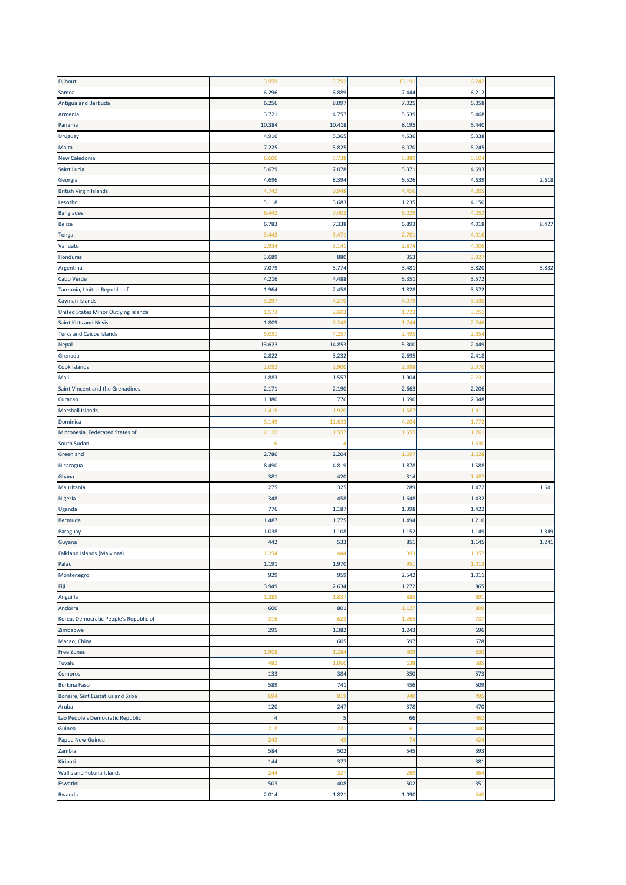| | | | | | |
|---|---|---|---|---|---|
| Djibouti | 3.959 | 5.792 | 13.191 | 6.242 | |
| Samoa | 6.296 | 6.889 | 7.444 | 6.212 | |
| Antigua and Barbuda | 6.256 | 8.097 | 7.025 | 6.058 | |
| Armenia | 3.721 | 4.757 | 5.539 | 5.468 | |
| Panama | 10.384 | 10.418 | 8.195 | 5.440 | |
| Uruguay | 4.916 | 5.365 | 4.536 | 5.338 | |
| Malta | 7.225 | 5.825 | 6.070 | 5.245 | |
| New Caledonia | 6.600 | 5.738 | 5.889 | 5.104 | |
| Saint Lucia | 5.679 | 7.078 | 5.371 | 4.693 | |
| Georgia | 4.696 | 8.394 | 6.526 | 4.639 | 2.618 |
| British Virgin Islands | 4.742 | 9.948 | 4.456 | 4.205 | |
| Lesotho | 5.118 | 3.683 | 1.235 | 4.150 | |
| Bangladesh | 6.442 | 7.403 | 6.029 | 4.052 | |
| Belize | 6.783 | 7.338 | 6.893 | 4.018 | 8.427 |
| Tonga | 3.443 | 3.471 | 2.701 | 4.016 | |
| Vanuatu | 2.934 | 3.141 | 2.874 | 4.006 | |
| Honduras | 3.689 | 880 | 353 | 3.927 | |
| Argentina | 7.079 | 5.774 | 3.481 | 3.820 | 5.832 |
| Cabo Verde | 4.216 | 4.488 | 5.351 | 3.572 | |
| Tanzania, United Republic of | 1.964 | 2.458 | 1.828 | 3.572 | |
| Cayman Islands | 3.297 | 4.270 | 4.079 | 3.330 | |
| United States Minor Outlying Islands | 1.573 | 2.603 | 1.723 | 3.251 | |
| Saint Kitts and Nevis | 1.809 | 3.248 | 1.744 | 2.746 | |
| Turks and Caicos Islands | 5.051 | 4.257 | 2.495 | 2.654 | |
| Nepal | 13.623 | 14.853 | 5.300 | 2.449 | |
| Grenada | 2.822 | 3.232 | 2.695 | 2.418 | |
| Cook Islands | 2.092 | 2.900 | 2.398 | 2.370 | |
| Mali | 1.883 | 1.557 | 1.904 | 2.231 | |
| Saint Vincent and the Grenadines | 2.171 | 2.190 | 2.663 | 2.206 | |
| Curaçao | 1.380 | 776 | 1.690 | 2.048 | |
| Marshall Islands | 1.415 | 1.920 | 1.587 | 1.911 | |
| Dominica | 3.149 | 11.633 | 4.204 | 1.772 | |
| Micronesia, Federated States of | 2.132 | 1.557 | 1.555 | 1.761 | |
| South Sudan | 6 | 4 | 1 | 1.630 | |
| Greenland | 2.786 | 2.204 | 1.697 | 1.628 | |
| Nicaragua | 8.490 | 4.819 | 1.878 | 1.588 | |
| Ghana | 381 | 420 | 314 | 1.487 | |
| Mauritania | 275 | 325 | 289 | 1.472 | 1.641 |
| Nigeria | 348 | 458 | 1.648 | 1.432 | |
| Uganda | 776 | 1.187 | 1.398 | 1.422 | |
| Bermuda | 1.487 | 1.775 | 1.494 | 1.210 | |
| Paraguay | 1.038 | 1.108 | 1.152 | 1.149 | 1.349 |
| Guyana | 442 | 533 | 851 | 1.145 | 1.241 |
| Falkland Islands (Malvinas) | 1.254 | 444 | 393 | 1.057 | |
| Palau | 1.191 | 1.970 | 951 | 1.013 | |
| Montenegro | 929 | 959 | 2.542 | 1.011 | |
| Fiji | 3.949 | 2.634 | 1.272 | 965 | |
| Anguilla | 1.385 | 1.837 | 885 | 891 | |
| Andorra | 600 | 801 | 1.127 | 809 | |
| Korea, Democratic People's Republic of | 316 | 623 | 1.265 | 737 | |
| Zimbabwe | 295 | 1.382 | 1.243 | 696 | |
| Macao, China | | 605 | 597 | 678 | |
| Free Zones | 1.908 | 1.284 | 309 | 630 | |
| Tuvalu | 482 | 1.060 | 638 | 585 | |
| Comoros | 133 | 384 | 350 | 573 | |
| Burkina Faso | 589 | 741 | 456 | 509 | |
| Bonaire, Sint Eustatius and Saba | 694 | 819 | 940 | 495 | |
| Aruba | 120 | 247 | 378 | 470 | |
| Lao People's Democratic Republic | 4 | 5 | 66 | 462 | |
| Guinea | 218 | 231 | 161 | 440 | |
| Papua New Guinea | 242 | 43 | 74 | 424 | |
| Zambia | 584 | 502 | 545 | 393 | |
| Kiribati | 144 | 377 | | 381 | |
| Wallis and Futuna Islands | 244 | 327 | 269 | 364 | |
| Eswatini | 503 | 408 | 502 | 351 | |
| Rwanda | 2.014 | 1.821 | 1.090 | 340 | |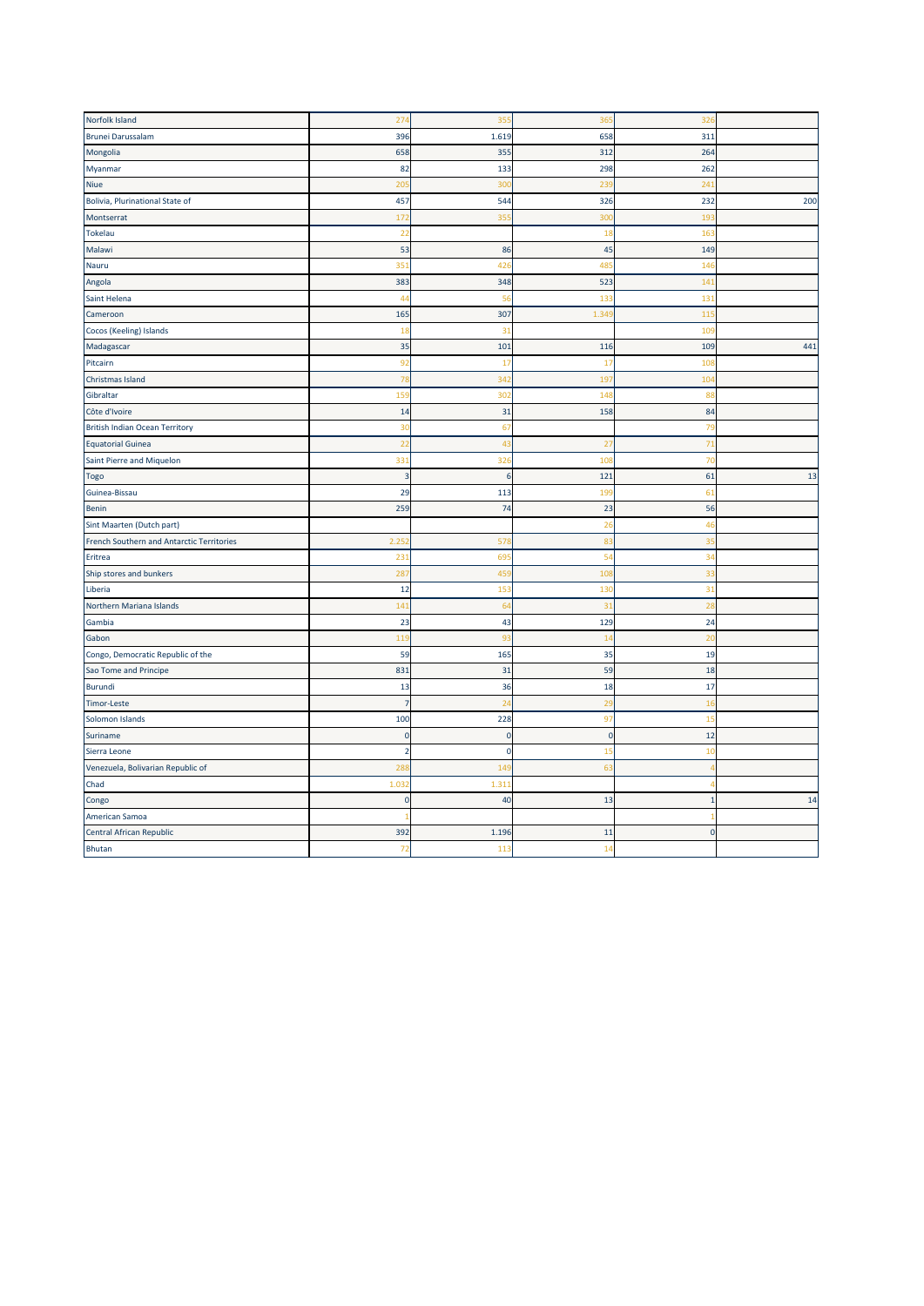| | | | | | |
|---|---|---|---|---|---|
| Norfolk Island | 274 | 355 | 365 | 326 | |
| Brunei Darussalam | 396 | 1.619 | 658 | 311 | |
| Mongolia | 658 | 355 | 312 | 264 | |
| Myanmar | 82 | 133 | 298 | 262 | |
| Niue | 205 | 300 | 239 | 241 | |
| Bolivia, Plurinational State of | 457 | 544 | 326 | 232 | 200 |
| Montserrat | 172 | 355 | 300 | 193 | |
| Tokelau | 22 | | 18 | 163 | |
| Malawi | 53 | 86 | 45 | 149 | |
| Nauru | 351 | 426 | 485 | 146 | |
| Angola | 383 | 348 | 523 | 141 | |
| Saint Helena | 44 | 56 | 133 | 131 | |
| Cameroon | 165 | 307 | 1.349 | 115 | |
| Cocos (Keeling) Islands | 18 | 31 | | 109 | |
| Madagascar | 35 | 101 | 116 | 109 | 441 |
| Pitcairn | 92 | 17 | 17 | 108 | |
| Christmas Island | 78 | 342 | 197 | 104 | |
| Gibraltar | 159 | 302 | 148 | 88 | |
| Côte d'Ivoire | 14 | 31 | 158 | 84 | |
| British Indian Ocean Territory | 30 | 67 | | 79 | |
| Equatorial Guinea | 22 | 43 | 27 | 71 | |
| Saint Pierre and Miquelon | 331 | 326 | 108 | 70 | |
| Togo | 3 | 6 | 121 | 61 | 13 |
| Guinea-Bissau | 29 | 113 | 199 | 61 | |
| Benin | 259 | 74 | 23 | 56 | |
| Sint Maarten (Dutch part) | | | 26 | 46 | |
| French Southern and Antarctic Territories | 2.252 | 578 | 83 | 35 | |
| Eritrea | 231 | 695 | 54 | 34 | |
| Ship stores and bunkers | 287 | 459 | 108 | 33 | |
| Liberia | 12 | 153 | 130 | 31 | |
| Northern Mariana Islands | 141 | 64 | 31 | 28 | |
| Gambia | 23 | 43 | 129 | 24 | |
| Gabon | 119 | 93 | 14 | 20 | |
| Congo, Democratic Republic of the | 59 | 165 | 35 | 19 | |
| Sao Tome and Principe | 831 | 31 | 59 | 18 | |
| Burundi | 13 | 36 | 18 | 17 | |
| Timor-Leste | 7 | 24 | 29 | 16 | |
| Solomon Islands | 100 | 228 | 97 | 15 | |
| Suriname | 0 | 0 | 0 | 12 | |
| Sierra Leone | 2 | 0 | 15 | 10 | |
| Venezuela, Bolivarian Republic of | 288 | 149 | 63 | 4 | |
| Chad | 1.032 | 1.311 | | 4 | |
| Congo | 0 | 40 | 13 | 1 | 14 |
| American Samoa | 1 | | | 1 | |
| Central African Republic | 392 | 1.196 | 11 | 0 | |
| Bhutan | 72 | 113 | 14 | | |